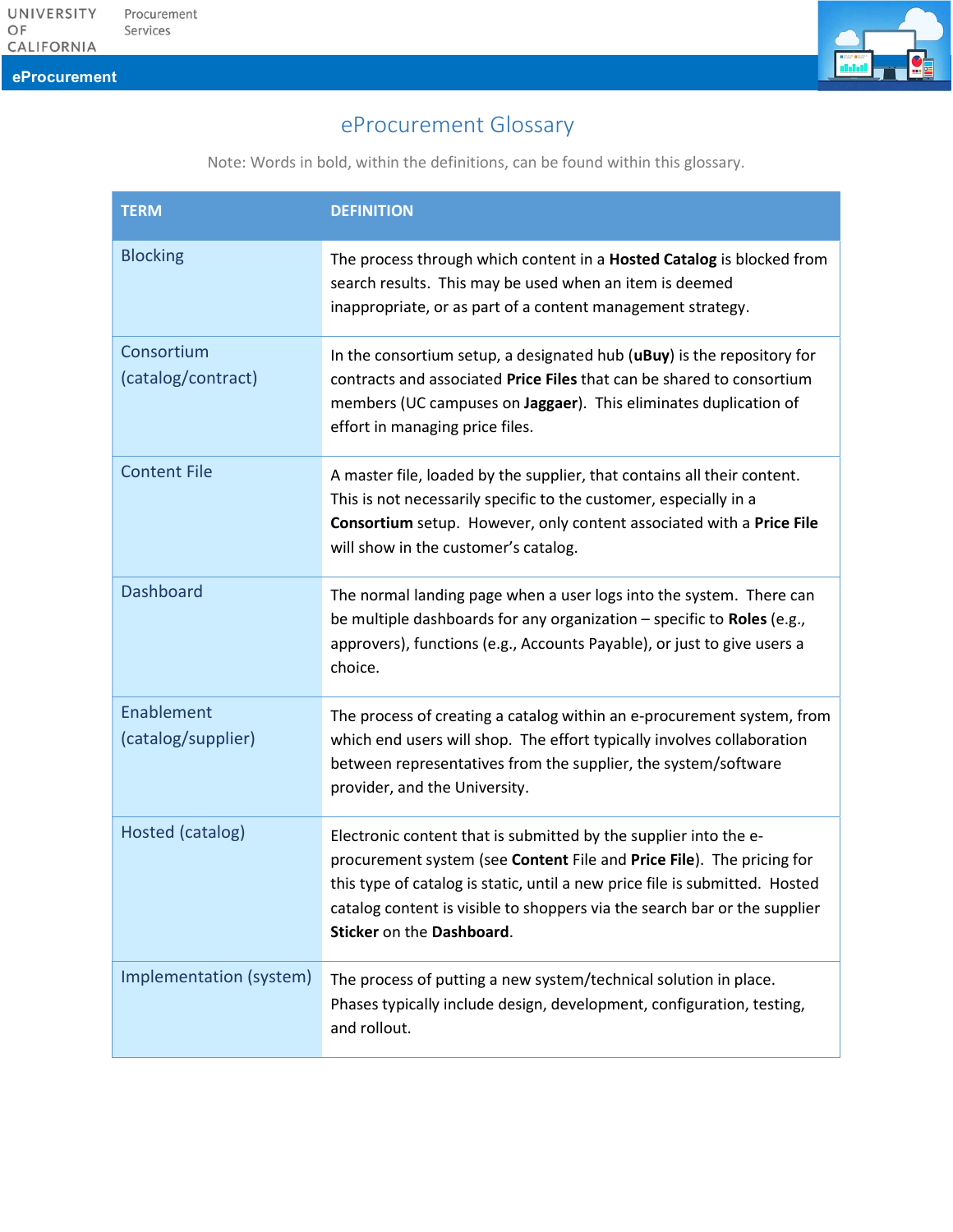UNIVERSITY OF CALIFORNIA Procurement Services

**eProcurement**

# eProcurement Glossary

Note: Words in bold, within the definitions, can be found within this glossary.

| TERM | DEFINITION |
|---|---|
| Blocking | The process through which content in a **Hosted Catalog** is blocked from search results. This may be used when an item is deemed inappropriate, or as part of a content management strategy. |
| Consortium (catalog/contract) | In the consortium setup, a designated hub (**uBuy**) is the repository for contracts and associated **Price Files** that can be shared to consortium members (UC campuses on **Jaggaer**). This eliminates duplication of effort in managing price files. |
| Content File | A master file, loaded by the supplier, that contains all their content. This is not necessarily specific to the customer, especially in a **Consortium** setup. However, only content associated with a **Price File** will show in the customer's catalog. |
| Dashboard | The normal landing page when a user logs into the system. There can be multiple dashboards for any organization – specific to **Roles** (e.g., approvers), functions (e.g., Accounts Payable), or just to give users a choice. |
| Enablement (catalog/supplier) | The process of creating a catalog within an e-procurement system, from which end users will shop. The effort typically involves collaboration between representatives from the supplier, the system/software provider, and the University. |
| Hosted (catalog) | Electronic content that is submitted by the supplier into the e-procurement system (see **Content** File and **Price File**). The pricing for this type of catalog is static, until a new price file is submitted. Hosted catalog content is visible to shoppers via the search bar or the supplier **Sticker** on the **Dashboard**. |
| Implementation (system) | The process of putting a new system/technical solution in place. Phases typically include design, development, configuration, testing, and rollout. |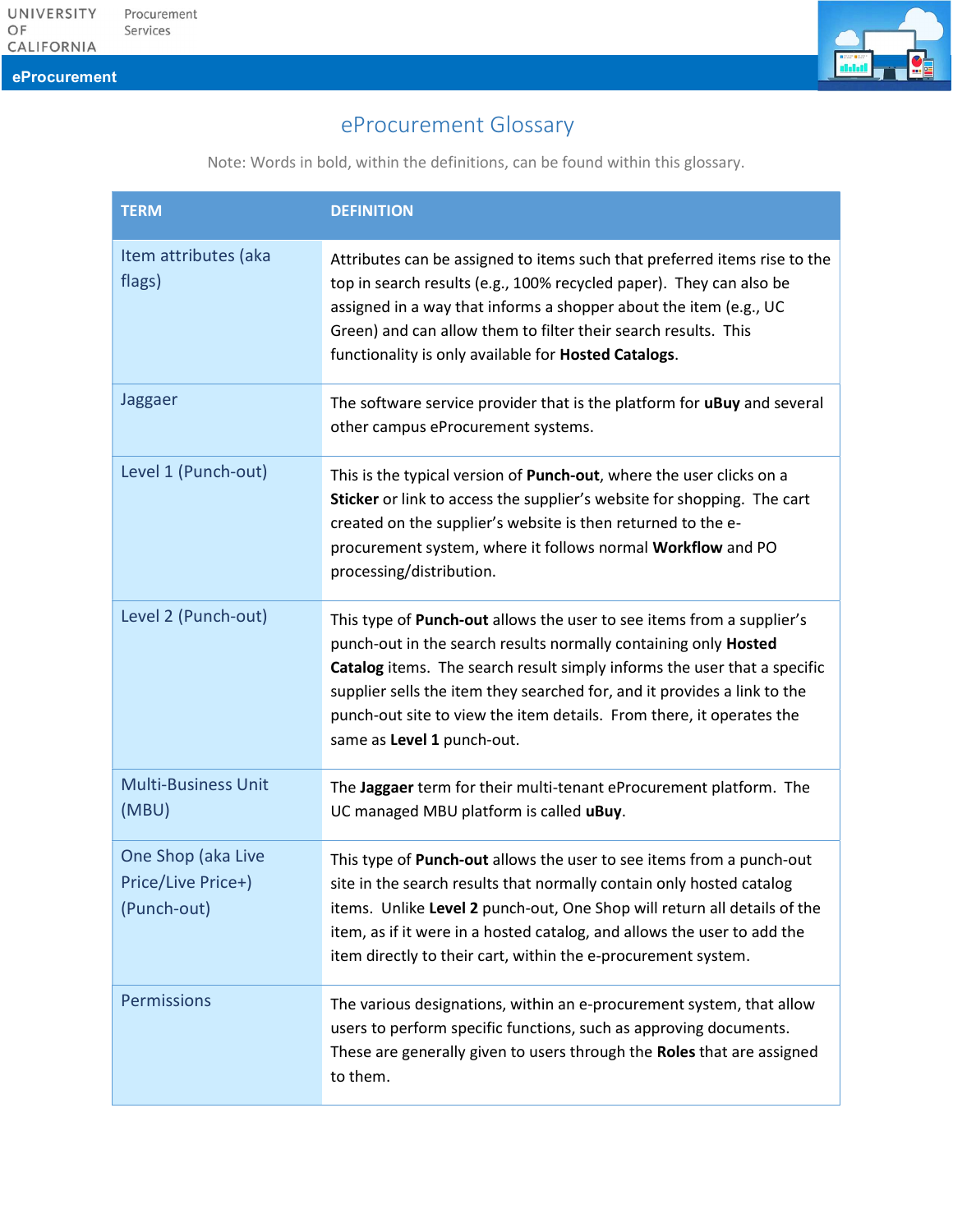# eProcurement Glossary

Note: Words in bold, within the definitions, can be found within this glossary.

| TERM | DEFINITION |
|---|---|
| Item attributes (aka flags) | Attributes can be assigned to items such that preferred items rise to the top in search results (e.g., 100% recycled paper). They can also be assigned in a way that informs a shopper about the item (e.g., UC Green) and can allow them to filter their search results. This functionality is only available for **Hosted Catalogs**. |
| Jaggaer | The software service provider that is the platform for **uBuy** and several other campus eProcurement systems. |
| Level 1 (Punch-out) | This is the typical version of **Punch-out**, where the user clicks on a **Sticker** or link to access the supplier's website for shopping. The cart created on the supplier's website is then returned to the e-procurement system, where it follows normal **Workflow** and PO processing/distribution. |
| Level 2 (Punch-out) | This type of **Punch-out** allows the user to see items from a supplier's punch-out in the search results normally containing only **Hosted Catalog** items. The search result simply informs the user that a specific supplier sells the item they searched for, and it provides a link to the punch-out site to view the item details. From there, it operates the same as **Level 1** punch-out. |
| Multi-Business Unit (MBU) | The **Jaggaer** term for their multi-tenant eProcurement platform. The UC managed MBU platform is called **uBuy**. |
| One Shop (aka Live Price/Live Price+) (Punch-out) | This type of **Punch-out** allows the user to see items from a punch-out site in the search results that normally contain only hosted catalog items. Unlike **Level 2** punch-out, One Shop will return all details of the item, as if it were in a hosted catalog, and allows the user to add the item directly to their cart, within the e-procurement system. |
| Permissions | The various designations, within an e-procurement system, that allow users to perform specific functions, such as approving documents. These are generally given to users through the **Roles** that are assigned to them. |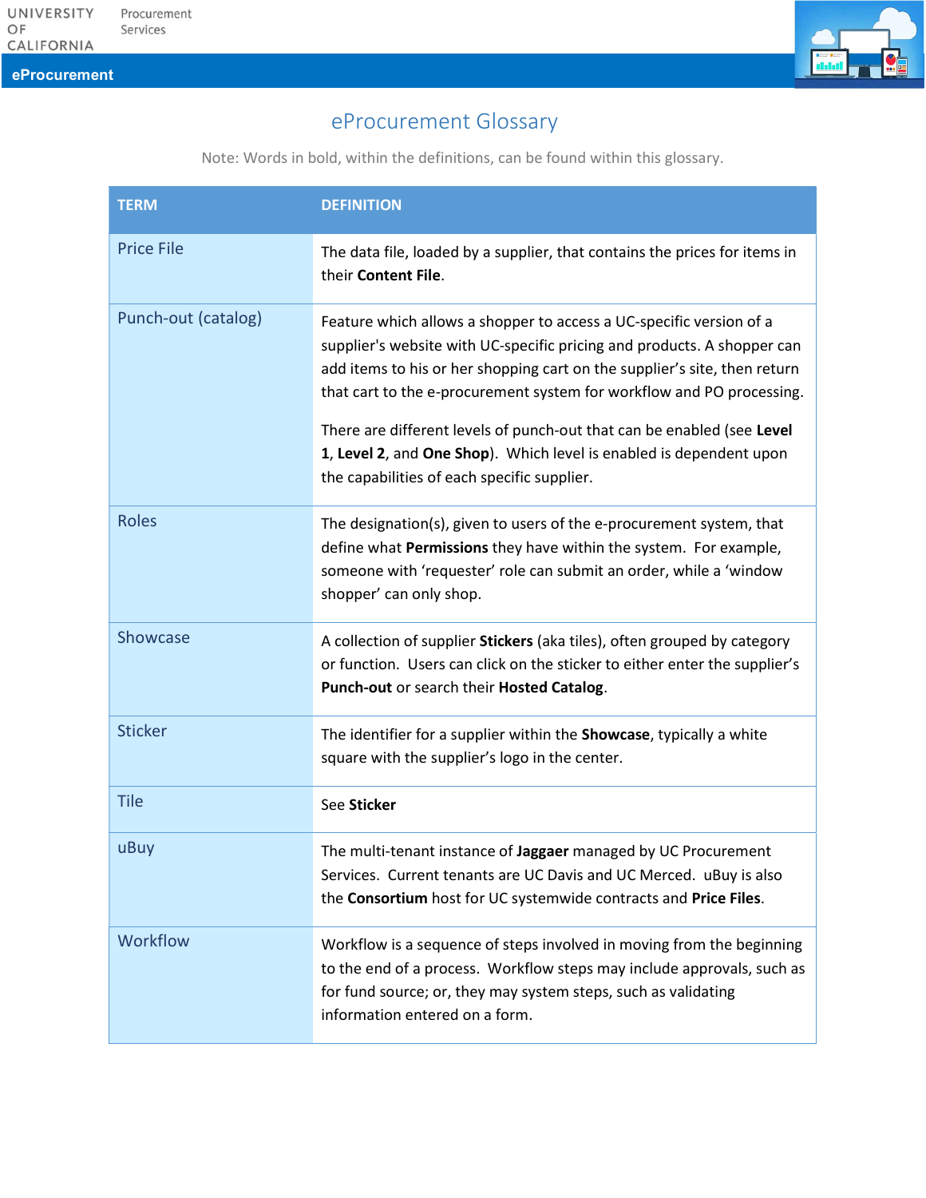# eProcurement Glossary

Note: Words in bold, within the definitions, can be found within this glossary.

| TERM | DEFINITION |
|---|---|
| Price File | The data file, loaded by a supplier, that contains the prices for items in their **Content File**. |
| Punch-out (catalog) | Feature which allows a shopper to access a UC-specific version of a supplier's website with UC-specific pricing and products. A shopper can add items to his or her shopping cart on the supplier's site, then return that cart to the e-procurement system for workflow and PO processing.<br><br>There are different levels of punch-out that can be enabled (see **Level 1**, **Level 2**, and **One Shop**). Which level is enabled is dependent upon the capabilities of each specific supplier. |
| Roles | The designation(s), given to users of the e-procurement system, that define what **Permissions** they have within the system. For example, someone with 'requester' role can submit an order, while a 'window shopper' can only shop. |
| Showcase | A collection of supplier **Stickers** (aka tiles), often grouped by category or function. Users can click on the sticker to either enter the supplier's **Punch-out** or search their **Hosted Catalog**. |
| Sticker | The identifier for a supplier within the **Showcase**, typically a white square with the supplier's logo in the center. |
| Tile | See **Sticker** |
| uBuy | The multi-tenant instance of **Jaggaer** managed by UC Procurement Services. Current tenants are UC Davis and UC Merced. uBuy is also the **Consortium** host for UC systemwide contracts and **Price Files**. |
| Workflow | Workflow is a sequence of steps involved in moving from the beginning to the end of a process. Workflow steps may include approvals, such as for fund source; or, they may system steps, such as validating information entered on a form. |